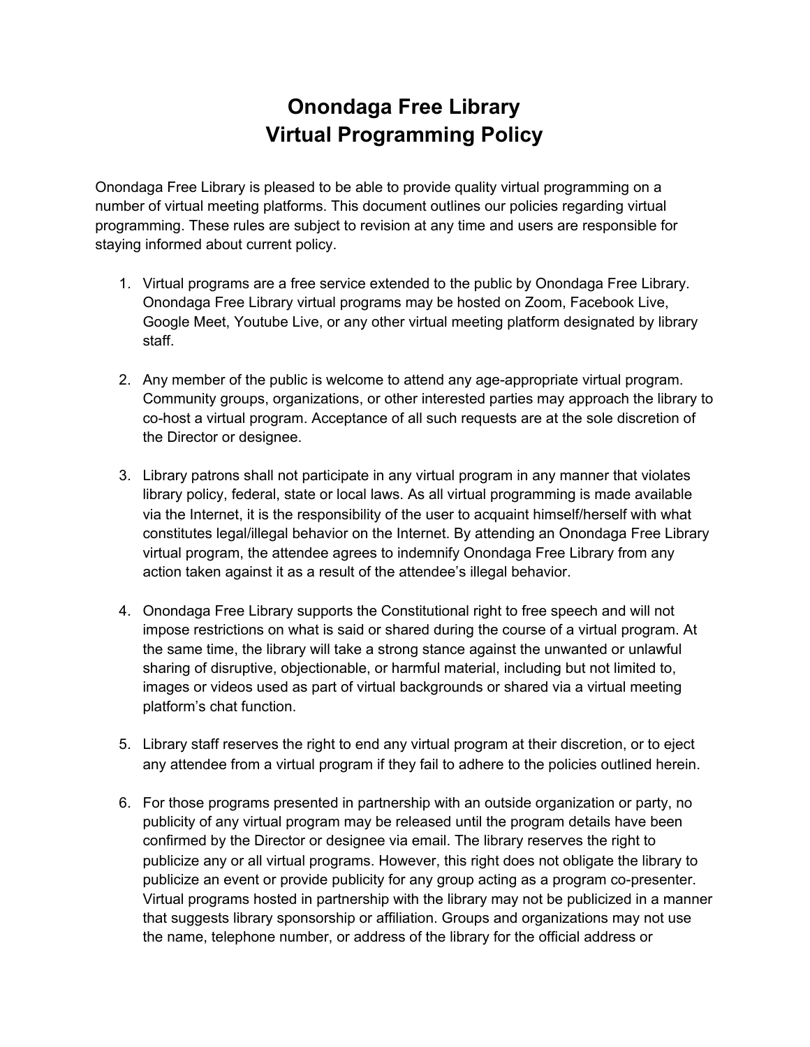# Onondaga Free Library
# Virtual Programming Policy

Onondaga Free Library is pleased to be able to provide quality virtual programming on a number of virtual meeting platforms. This document outlines our policies regarding virtual programming. These rules are subject to revision at any time and users are responsible for staying informed about current policy.

1. Virtual programs are a free service extended to the public by Onondaga Free Library. Onondaga Free Library virtual programs may be hosted on Zoom, Facebook Live, Google Meet, Youtube Live, or any other virtual meeting platform designated by library staff.

2. Any member of the public is welcome to attend any age-appropriate virtual program. Community groups, organizations, or other interested parties may approach the library to co-host a virtual program. Acceptance of all such requests are at the sole discretion of the Director or designee.

3. Library patrons shall not participate in any virtual program in any manner that violates library policy, federal, state or local laws. As all virtual programming is made available via the Internet, it is the responsibility of the user to acquaint himself/herself with what constitutes legal/illegal behavior on the Internet. By attending an Onondaga Free Library virtual program, the attendee agrees to indemnify Onondaga Free Library from any action taken against it as a result of the attendee's illegal behavior.

4. Onondaga Free Library supports the Constitutional right to free speech and will not impose restrictions on what is said or shared during the course of a virtual program. At the same time, the library will take a strong stance against the unwanted or unlawful sharing of disruptive, objectionable, or harmful material, including but not limited to, images or videos used as part of virtual backgrounds or shared via a virtual meeting platform's chat function.

5. Library staff reserves the right to end any virtual program at their discretion, or to eject any attendee from a virtual program if they fail to adhere to the policies outlined herein.

6. For those programs presented in partnership with an outside organization or party, no publicity of any virtual program may be released until the program details have been confirmed by the Director or designee via email. The library reserves the right to publicize any or all virtual programs. However, this right does not obligate the library to publicize an event or provide publicity for any group acting as a program co-presenter. Virtual programs hosted in partnership with the library may not be publicized in a manner that suggests library sponsorship or affiliation. Groups and organizations may not use the name, telephone number, or address of the library for the official address or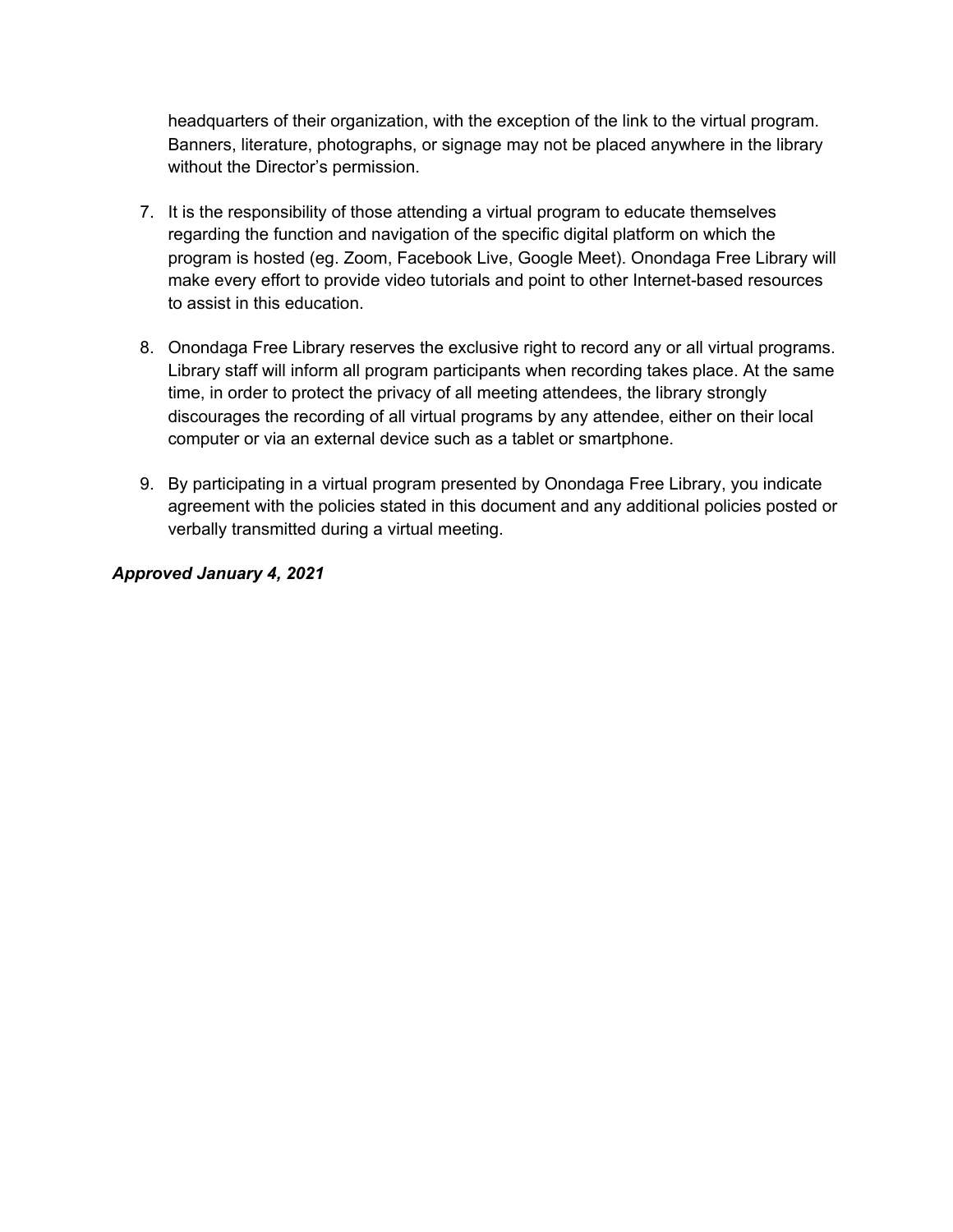headquarters of their organization, with the exception of the link to the virtual program. Banners, literature, photographs, or signage may not be placed anywhere in the library without the Director's permission.

7. It is the responsibility of those attending a virtual program to educate themselves regarding the function and navigation of the specific digital platform on which the program is hosted (eg. Zoom, Facebook Live, Google Meet). Onondaga Free Library will make every effort to provide video tutorials and point to other Internet-based resources to assist in this education.

8. Onondaga Free Library reserves the exclusive right to record any or all virtual programs. Library staff will inform all program participants when recording takes place. At the same time, in order to protect the privacy of all meeting attendees, the library strongly discourages the recording of all virtual programs by any attendee, either on their local computer or via an external device such as a tablet or smartphone.

9. By participating in a virtual program presented by Onondaga Free Library, you indicate agreement with the policies stated in this document and any additional policies posted or verbally transmitted during a virtual meeting.

***Approved January 4, 2021***